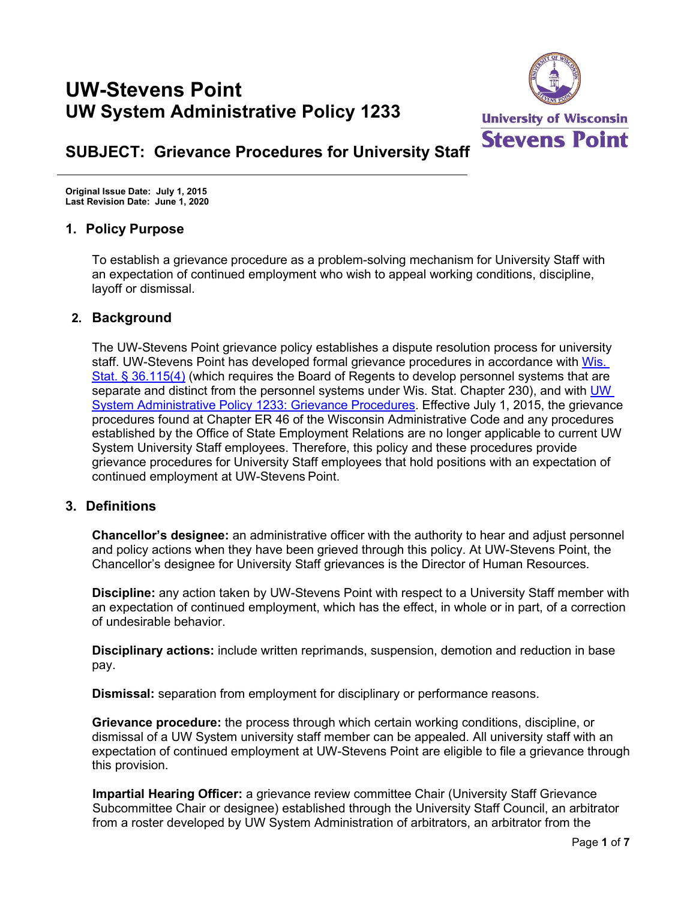# UW-Stevens Point
# UW System Administrative Policy 1233

## SUBJECT: Grievance Procedures for University Staff

**Original Issue Date: July 1, 2015**
**Last Revision Date: June 1, 2020**

### 1. Policy Purpose

To establish a grievance procedure as a problem-solving mechanism for University Staff with an expectation of continued employment who wish to appeal working conditions, discipline, layoff or dismissal.

### 2. Background

The UW-Stevens Point grievance policy establishes a dispute resolution process for university staff. UW-Stevens Point has developed formal grievance procedures in accordance with Wis. Stat. § 36.115(4) (which requires the Board of Regents to develop personnel systems that are separate and distinct from the personnel systems under Wis. Stat. Chapter 230), and with UW System Administrative Policy 1233: Grievance Procedures. Effective July 1, 2015, the grievance procedures found at Chapter ER 46 of the Wisconsin Administrative Code and any procedures established by the Office of State Employment Relations are no longer applicable to current UW System University Staff employees. Therefore, this policy and these procedures provide grievance procedures for University Staff employees that hold positions with an expectation of continued employment at UW-Stevens Point.

### 3. Definitions

**Chancellor's designee:** an administrative officer with the authority to hear and adjust personnel and policy actions when they have been grieved through this policy. At UW-Stevens Point, the Chancellor's designee for University Staff grievances is the Director of Human Resources.

**Discipline:** any action taken by UW-Stevens Point with respect to a University Staff member with an expectation of continued employment, which has the effect, in whole or in part, of a correction of undesirable behavior.

**Disciplinary actions:** include written reprimands, suspension, demotion and reduction in base pay.

**Dismissal:** separation from employment for disciplinary or performance reasons.

**Grievance procedure:** the process through which certain working conditions, discipline, or dismissal of a UW System university staff member can be appealed. All university staff with an expectation of continued employment at UW-Stevens Point are eligible to file a grievance through this provision.

**Impartial Hearing Officer:** a grievance review committee Chair (University Staff Grievance Subcommittee Chair or designee) established through the University Staff Council, an arbitrator from a roster developed by UW System Administration of arbitrators, an arbitrator from the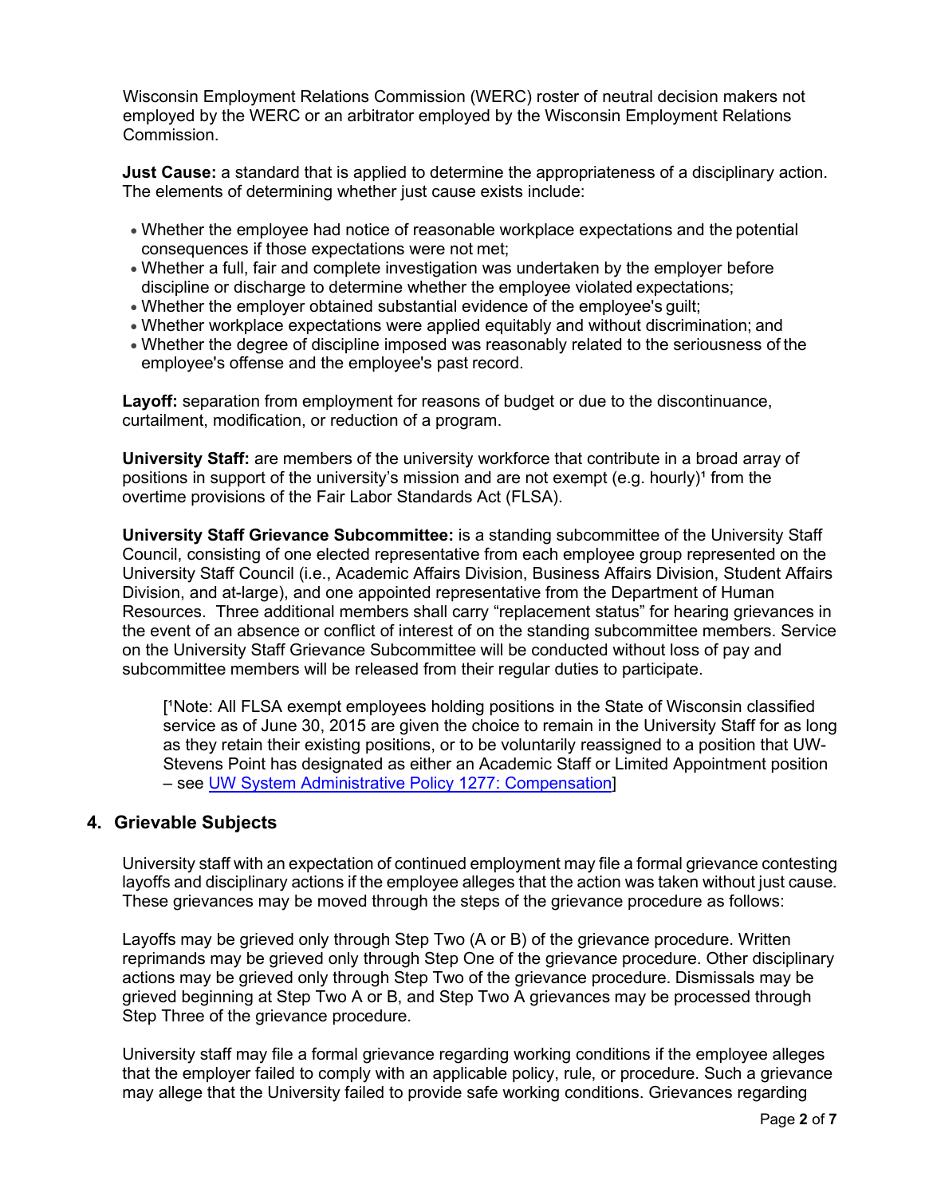Wisconsin Employment Relations Commission (WERC) roster of neutral decision makers not employed by the WERC or an arbitrator employed by the Wisconsin Employment Relations Commission.

**Just Cause:** a standard that is applied to determine the appropriateness of a disciplinary action. The elements of determining whether just cause exists include:

- Whether the employee had notice of reasonable workplace expectations and the potential consequences if those expectations were not met;
- Whether a full, fair and complete investigation was undertaken by the employer before discipline or discharge to determine whether the employee violated expectations;
- Whether the employer obtained substantial evidence of the employee's guilt;
- Whether workplace expectations were applied equitably and without discrimination; and
- Whether the degree of discipline imposed was reasonably related to the seriousness of the employee's offense and the employee's past record.

**Layoff:** separation from employment for reasons of budget or due to the discontinuance, curtailment, modification, or reduction of a program.

**University Staff:** are members of the university workforce that contribute in a broad array of positions in support of the university's mission and are not exempt (e.g. hourly)[1] from the overtime provisions of the Fair Labor Standards Act (FLSA).

**University Staff Grievance Subcommittee:** is a standing subcommittee of the University Staff Council, consisting of one elected representative from each employee group represented on the University Staff Council (i.e., Academic Affairs Division, Business Affairs Division, Student Affairs Division, and at-large), and one appointed representative from the Department of Human Resources. Three additional members shall carry "replacement status" for hearing grievances in the event of an absence or conflict of interest of on the standing subcommittee members. Service on the University Staff Grievance Subcommittee will be conducted without loss of pay and subcommittee members will be released from their regular duties to participate.

> [[1]Note: All FLSA exempt employees holding positions in the State of Wisconsin classified service as of June 30, 2015 are given the choice to remain in the University Staff for as long as they retain their existing positions, or to be voluntarily reassigned to a position that UW-Stevens Point has designated as either an Academic Staff or Limited Appointment position – see UW System Administrative Policy 1277: Compensation]

## 4. Grievable Subjects

University staff with an expectation of continued employment may file a formal grievance contesting layoffs and disciplinary actions if the employee alleges that the action was taken without just cause. These grievances may be moved through the steps of the grievance procedure as follows:

Layoffs may be grieved only through Step Two (A or B) of the grievance procedure. Written reprimands may be grieved only through Step One of the grievance procedure. Other disciplinary actions may be grieved only through Step Two of the grievance procedure. Dismissals may be grieved beginning at Step Two A or B, and Step Two A grievances may be processed through Step Three of the grievance procedure.

University staff may file a formal grievance regarding working conditions if the employee alleges that the employer failed to comply with an applicable policy, rule, or procedure. Such a grievance may allege that the University failed to provide safe working conditions. Grievances regarding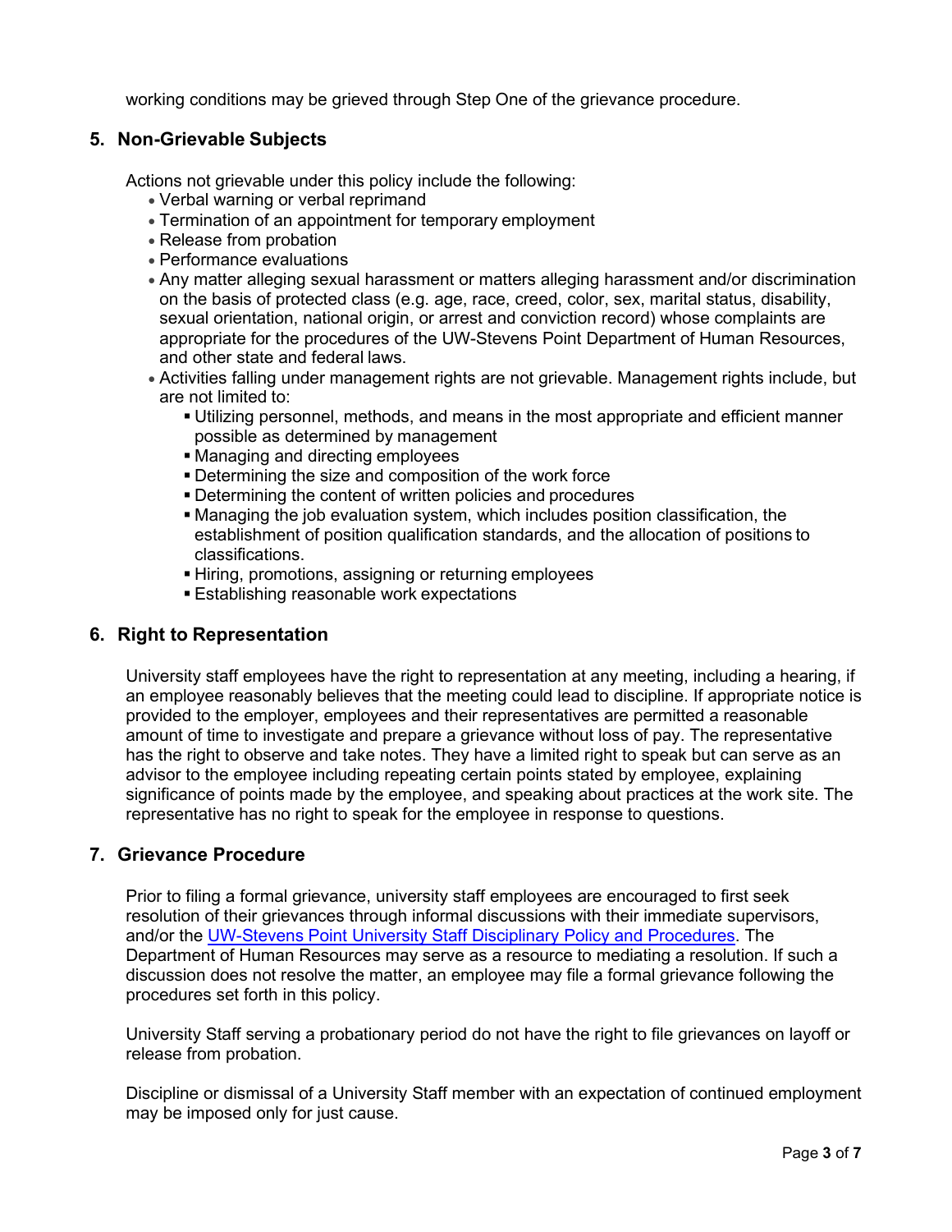working conditions may be grieved through Step One of the grievance procedure.

## 5. Non-Grievable Subjects

Actions not grievable under this policy include the following:

- Verbal warning or verbal reprimand
- Termination of an appointment for temporary employment
- Release from probation
- Performance evaluations
- Any matter alleging sexual harassment or matters alleging harassment and/or discrimination on the basis of protected class (e.g. age, race, creed, color, sex, marital status, disability, sexual orientation, national origin, or arrest and conviction record) whose complaints are appropriate for the procedures of the UW-Stevens Point Department of Human Resources, and other state and federal laws.
- Activities falling under management rights are not grievable. Management rights include, but are not limited to:
  - Utilizing personnel, methods, and means in the most appropriate and efficient manner possible as determined by management
  - Managing and directing employees
  - Determining the size and composition of the work force
  - Determining the content of written policies and procedures
  - Managing the job evaluation system, which includes position classification, the establishment of position qualification standards, and the allocation of positions to classifications.
  - Hiring, promotions, assigning or returning employees
  - Establishing reasonable work expectations

## 6. Right to Representation

University staff employees have the right to representation at any meeting, including a hearing, if an employee reasonably believes that the meeting could lead to discipline. If appropriate notice is provided to the employer, employees and their representatives are permitted a reasonable amount of time to investigate and prepare a grievance without loss of pay. The representative has the right to observe and take notes. They have a limited right to speak but can serve as an advisor to the employee including repeating certain points stated by employee, explaining significance of points made by the employee, and speaking about practices at the work site. The representative has no right to speak for the employee in response to questions.

## 7. Grievance Procedure

Prior to filing a formal grievance, university staff employees are encouraged to first seek resolution of their grievances through informal discussions with their immediate supervisors, and/or the UW-Stevens Point University Staff Disciplinary Policy and Procedures. The Department of Human Resources may serve as a resource to mediating a resolution. If such a discussion does not resolve the matter, an employee may file a formal grievance following the procedures set forth in this policy.

University Staff serving a probationary period do not have the right to file grievances on layoff or release from probation.

Discipline or dismissal of a University Staff member with an expectation of continued employment may be imposed only for just cause.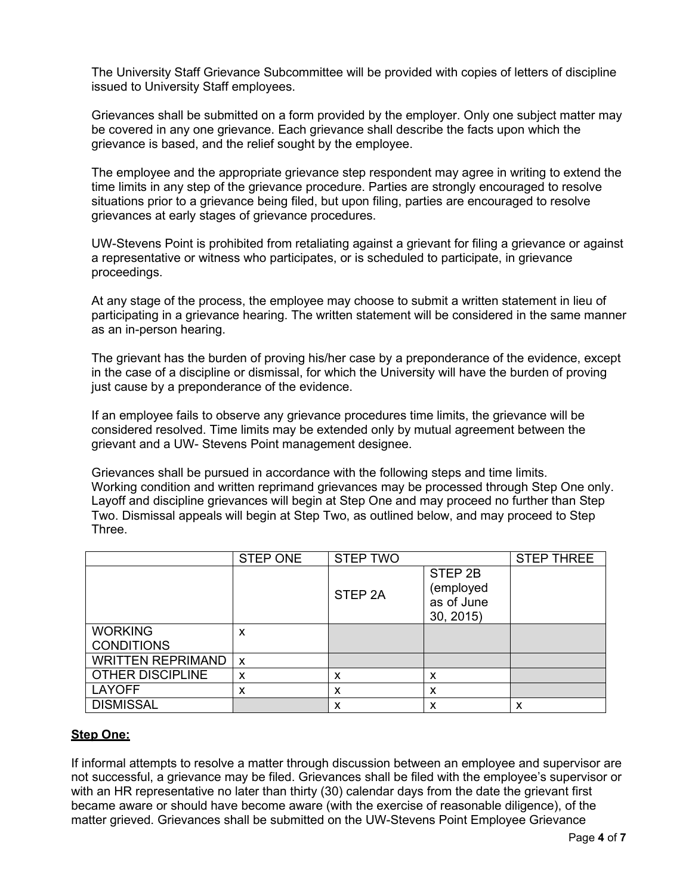The University Staff Grievance Subcommittee will be provided with copies of letters of discipline issued to University Staff employees.

Grievances shall be submitted on a form provided by the employer. Only one subject matter may be covered in any one grievance. Each grievance shall describe the facts upon which the grievance is based, and the relief sought by the employee.

The employee and the appropriate grievance step respondent may agree in writing to extend the time limits in any step of the grievance procedure. Parties are strongly encouraged to resolve situations prior to a grievance being filed, but upon filing, parties are encouraged to resolve grievances at early stages of grievance procedures.

UW-Stevens Point is prohibited from retaliating against a grievant for filing a grievance or against a representative or witness who participates, or is scheduled to participate, in grievance proceedings.

At any stage of the process, the employee may choose to submit a written statement in lieu of participating in a grievance hearing. The written statement will be considered in the same manner as an in-person hearing.

The grievant has the burden of proving his/her case by a preponderance of the evidence, except in the case of a discipline or dismissal, for which the University will have the burden of proving just cause by a preponderance of the evidence.

If an employee fails to observe any grievance procedures time limits, the grievance will be considered resolved. Time limits may be extended only by mutual agreement between the grievant and a UW- Stevens Point management designee.

Grievances shall be pursued in accordance with the following steps and time limits. Working condition and written reprimand grievances may be processed through Step One only. Layoff and discipline grievances will begin at Step One and may proceed no further than Step Two. Dismissal appeals will begin at Step Two, as outlined below, and may proceed to Step Three.

| | STEP ONE | STEP TWO | | STEP THREE |
|---|---|---|---|---|
| | | STEP 2A | STEP 2B (employed as of June 30, 2015) | |
| WORKING CONDITIONS | x | | | |
| WRITTEN REPRIMAND | x | | | |
| OTHER DISCIPLINE | x | x | x | |
| LAYOFF | x | x | x | |
| DISMISSAL | | x | x | x |

**Step One:**

If informal attempts to resolve a matter through discussion between an employee and supervisor are not successful, a grievance may be filed. Grievances shall be filed with the employee's supervisor or with an HR representative no later than thirty (30) calendar days from the date the grievant first became aware or should have become aware (with the exercise of reasonable diligence), of the matter grieved. Grievances shall be submitted on the UW-Stevens Point Employee Grievance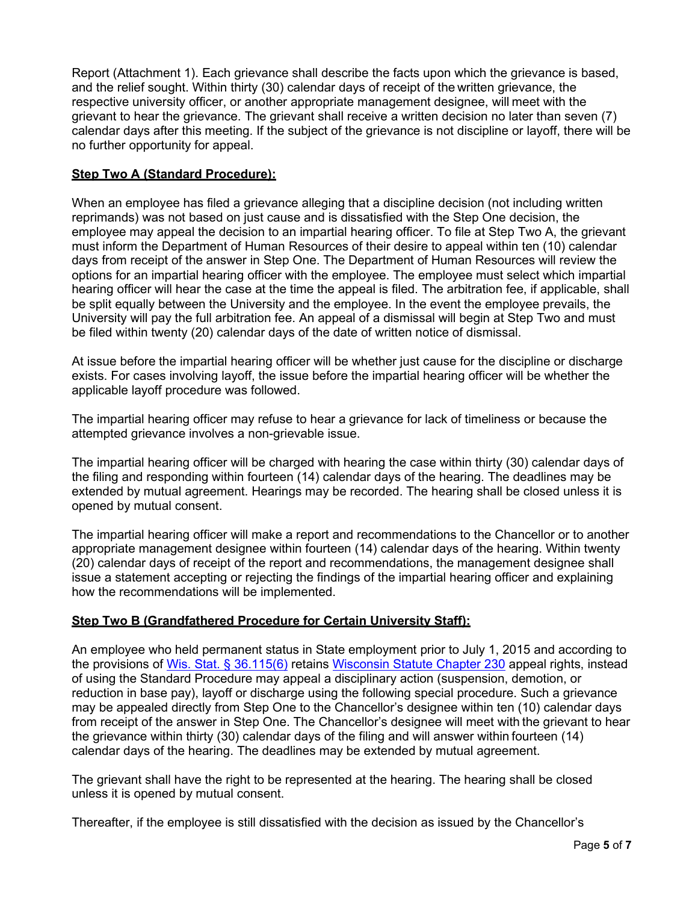Report (Attachment 1). Each grievance shall describe the facts upon which the grievance is based, and the relief sought. Within thirty (30) calendar days of receipt of the written grievance, the respective university officer, or another appropriate management designee, will meet with the grievant to hear the grievance. The grievant shall receive a written decision no later than seven (7) calendar days after this meeting. If the subject of the grievance is not discipline or layoff, there will be no further opportunity for appeal.

**Step Two A (Standard Procedure):**

When an employee has filed a grievance alleging that a discipline decision (not including written reprimands) was not based on just cause and is dissatisfied with the Step One decision, the employee may appeal the decision to an impartial hearing officer. To file at Step Two A, the grievant must inform the Department of Human Resources of their desire to appeal within ten (10) calendar days from receipt of the answer in Step One. The Department of Human Resources will review the options for an impartial hearing officer with the employee. The employee must select which impartial hearing officer will hear the case at the time the appeal is filed. The arbitration fee, if applicable, shall be split equally between the University and the employee. In the event the employee prevails, the University will pay the full arbitration fee. An appeal of a dismissal will begin at Step Two and must be filed within twenty (20) calendar days of the date of written notice of dismissal.

At issue before the impartial hearing officer will be whether just cause for the discipline or discharge exists. For cases involving layoff, the issue before the impartial hearing officer will be whether the applicable layoff procedure was followed.

The impartial hearing officer may refuse to hear a grievance for lack of timeliness or because the attempted grievance involves a non-grievable issue.

The impartial hearing officer will be charged with hearing the case within thirty (30) calendar days of the filing and responding within fourteen (14) calendar days of the hearing. The deadlines may be extended by mutual agreement. Hearings may be recorded. The hearing shall be closed unless it is opened by mutual consent.

The impartial hearing officer will make a report and recommendations to the Chancellor or to another appropriate management designee within fourteen (14) calendar days of the hearing. Within twenty (20) calendar days of receipt of the report and recommendations, the management designee shall issue a statement accepting or rejecting the findings of the impartial hearing officer and explaining how the recommendations will be implemented.

**Step Two B (Grandfathered Procedure for Certain University Staff):**

An employee who held permanent status in State employment prior to July 1, 2015 and according to the provisions of Wis. Stat. § 36.115(6) retains Wisconsin Statute Chapter 230 appeal rights, instead of using the Standard Procedure may appeal a disciplinary action (suspension, demotion, or reduction in base pay), layoff or discharge using the following special procedure. Such a grievance may be appealed directly from Step One to the Chancellor's designee within ten (10) calendar days from receipt of the answer in Step One. The Chancellor's designee will meet with the grievant to hear the grievance within thirty (30) calendar days of the filing and will answer within fourteen (14) calendar days of the hearing. The deadlines may be extended by mutual agreement.

The grievant shall have the right to be represented at the hearing. The hearing shall be closed unless it is opened by mutual consent.

Thereafter, if the employee is still dissatisfied with the decision as issued by the Chancellor's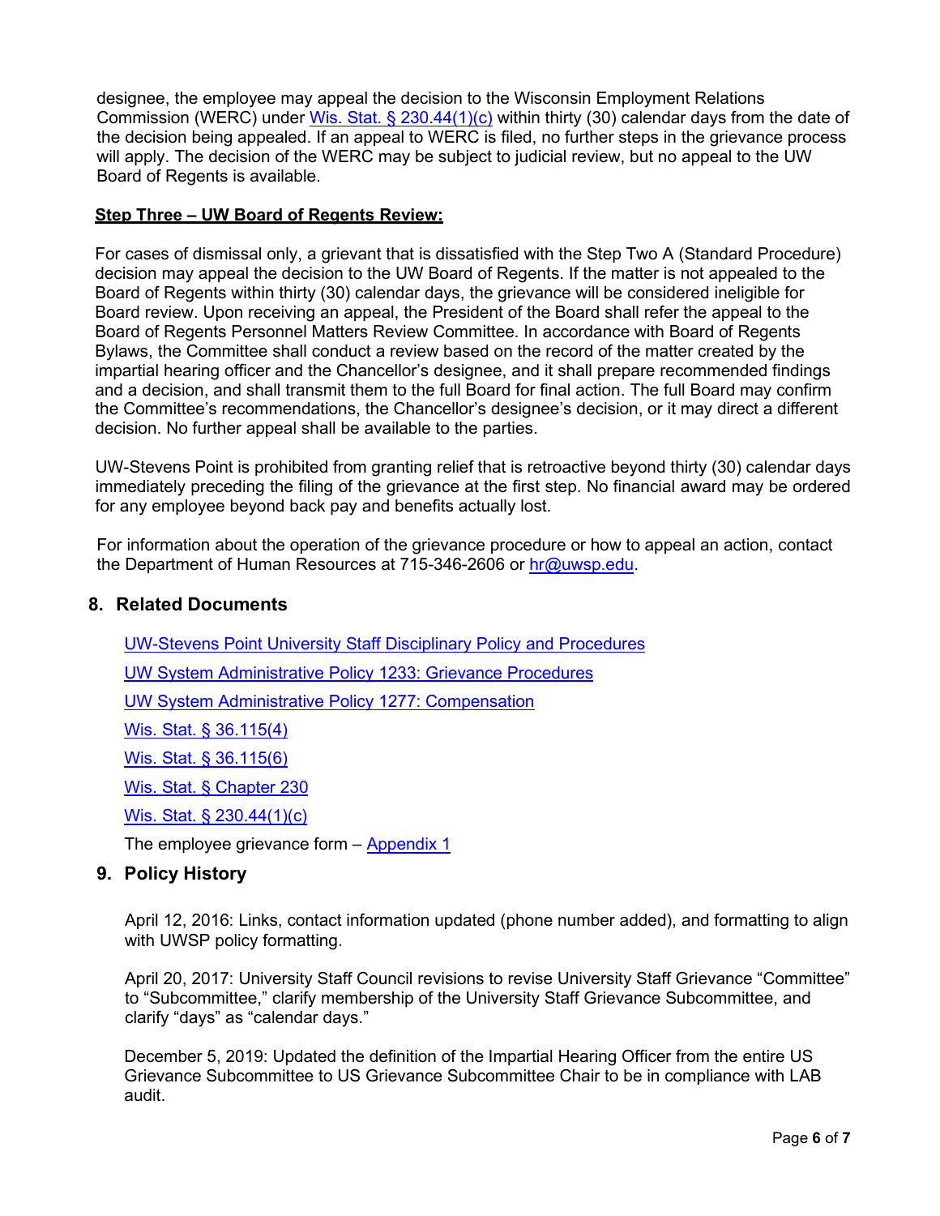designee, the employee may appeal the decision to the Wisconsin Employment Relations Commission (WERC) under [Wis. Stat. § 230.44(1)(c)](#) within thirty (30) calendar days from the date of the decision being appealed. If an appeal to WERC is filed, no further steps in the grievance process will apply. The decision of the WERC may be subject to judicial review, but no appeal to the UW Board of Regents is available.

**Step Three – UW Board of Regents Review:**

For cases of dismissal only, a grievant that is dissatisfied with the Step Two A (Standard Procedure) decision may appeal the decision to the UW Board of Regents. If the matter is not appealed to the Board of Regents within thirty (30) calendar days, the grievance will be considered ineligible for Board review. Upon receiving an appeal, the President of the Board shall refer the appeal to the Board of Regents Personnel Matters Review Committee. In accordance with Board of Regents Bylaws, the Committee shall conduct a review based on the record of the matter created by the impartial hearing officer and the Chancellor's designee, and it shall prepare recommended findings and a decision, and shall transmit them to the full Board for final action. The full Board may confirm the Committee's recommendations, the Chancellor's designee's decision, or it may direct a different decision. No further appeal shall be available to the parties.

UW-Stevens Point is prohibited from granting relief that is retroactive beyond thirty (30) calendar days immediately preceding the filing of the grievance at the first step. No financial award may be ordered for any employee beyond back pay and benefits actually lost.

For information about the operation of the grievance procedure or how to appeal an action, contact the Department of Human Resources at 715-346-2606 or hr@uwsp.edu.

## 8. Related Documents

UW-Stevens Point University Staff Disciplinary Policy and Procedures

UW System Administrative Policy 1233: Grievance Procedures

UW System Administrative Policy 1277: Compensation

Wis. Stat. § 36.115(4)

Wis. Stat. § 36.115(6)

Wis. Stat. § Chapter 230

Wis. Stat. § 230.44(1)(c)

The employee grievance form – Appendix 1

## 9. Policy History

April 12, 2016: Links, contact information updated (phone number added), and formatting to align with UWSP policy formatting.

April 20, 2017: University Staff Council revisions to revise University Staff Grievance "Committee" to "Subcommittee," clarify membership of the University Staff Grievance Subcommittee, and clarify "days" as "calendar days."

December 5, 2019: Updated the definition of the Impartial Hearing Officer from the entire US Grievance Subcommittee to US Grievance Subcommittee Chair to be in compliance with LAB audit.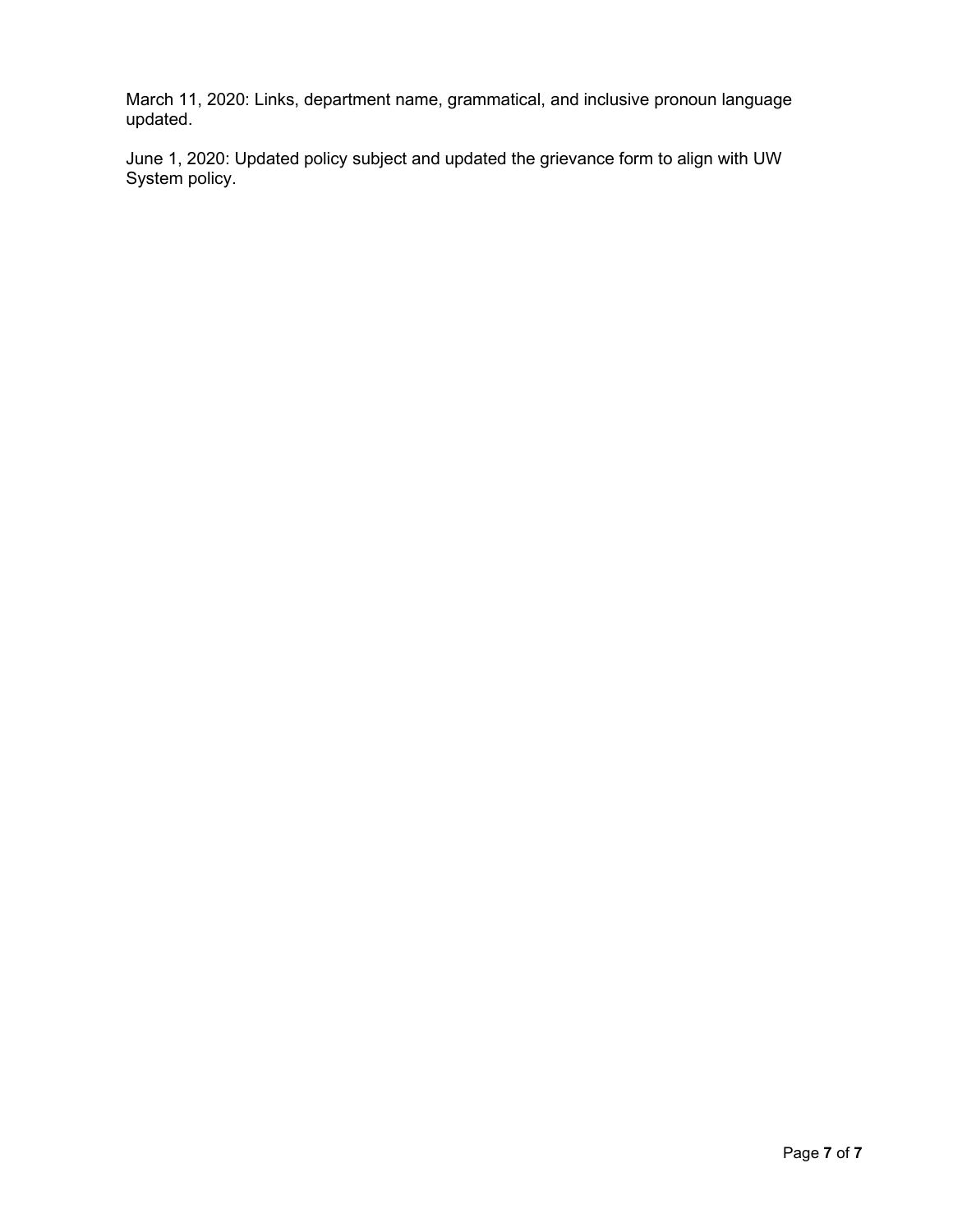March 11, 2020: Links, department name, grammatical, and inclusive pronoun language updated.

June 1, 2020: Updated policy subject and updated the grievance form to align with UW System policy.